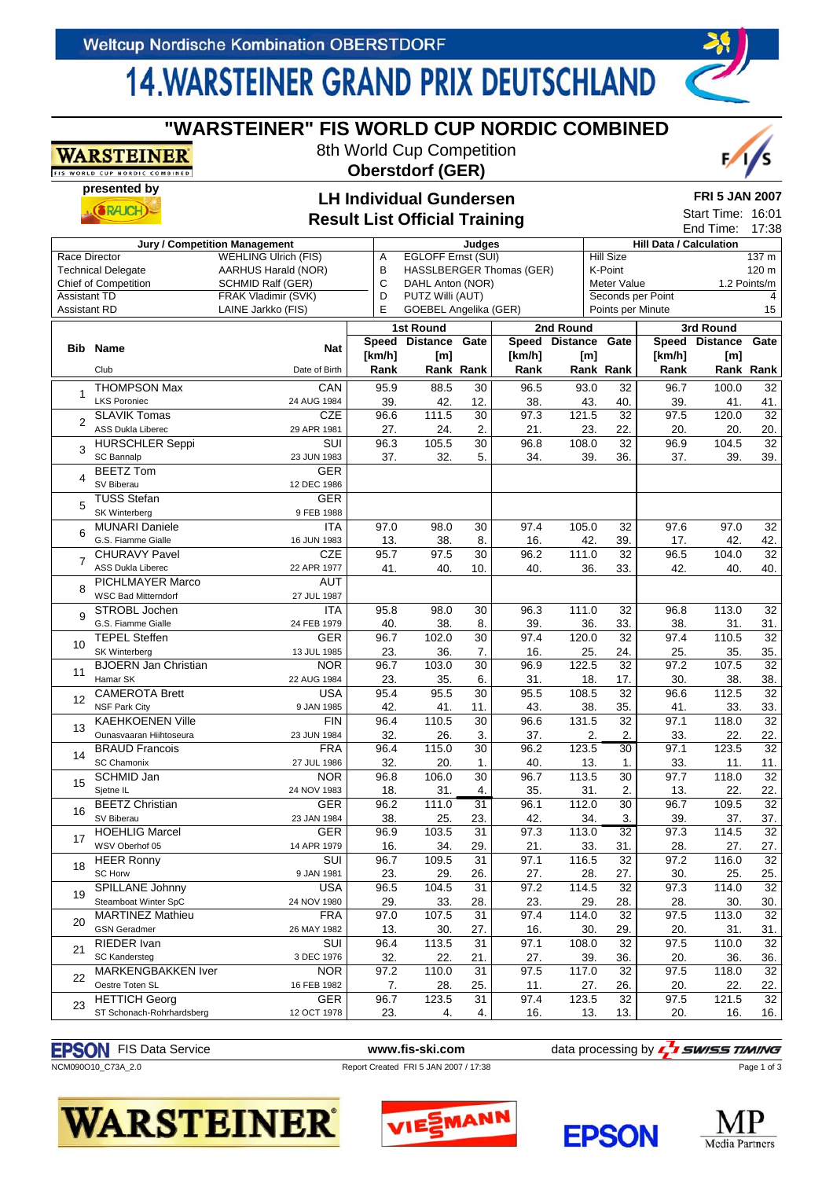Weltcup Nordische Kombination OBERSTDORF

# 14.WARSTEINER GRAND PRIX DEUTSCHLAND

## "WARSTEINER" FIS WORLD CUP NORDIC COMBINED

8th World Cup Competition
**Oberstdorf (GER)**

presented by RAUCH

### LH Individual Gundersen
### Result List Official Training

**FRI 5 JAN 2007**
Start Time: 16:01
End Time: 17:38

| Jury / Competition Management | | Judges | | Hill Data / Calculation | |
|---|---|---|---|---|---|
| Race Director | WEHLING Ulrich (FIS) | A | EGLOFF Ernst (SUI) | Hill Size | 137 m |
| Technical Delegate | AARHUS Harald (NOR) | B | HASSLBERGER Thomas (GER) | K-Point | 120 m |
| Chief of Competition | SCHMID Ralf (GER) | C | DAHL Anton (NOR) | Meter Value | 1.2 Points/m |
| Assistant TD | FRAK Vladimir (SVK) | D | PUTZ Willi (AUT) | Seconds per Point | 4 |
| Assistant RD | LAINE Jarkko (FIS) | E | GOEBEL Angelika (GER) | Points per Minute | 15 |

| Bib | Name / Club | Nat / Date of Birth | 1st Round Speed [km/h] / Rank | 1st Round Distance [m] / Rank | 1st Round Gate / Rank | 2nd Round Speed [km/h] / Rank | 2nd Round Distance [m] / Rank | 2nd Round Gate / Rank | 3rd Round Speed [km/h] / Rank | 3rd Round Distance [m] / Rank | 3rd Round Gate / Rank |
|---|---|---|---|---|---|---|---|---|---|---|---|
| 1 | THOMPSON Max | CAN | 95.9 | 88.5 | 30 | 96.5 | 93.0 | 32 | 96.7 | 100.0 | 32 |
| | LKS Poroniec | 24 AUG 1984 | 39. | 42. | 12. | 38. | 43. | 40. | 39. | 41. | 41. |
| 2 | SLAVIK Tomas | CZE | 96.6 | 111.5 | 30 | 97.3 | 121.5 | 32 | 97.5 | 120.0 | 32 |
| | ASS Dukla Liberec | 29 APR 1981 | 27. | 24. | 2. | 21. | 23. | 22. | 20. | 20. | 20. |
| 3 | HURSCHLER Seppi | SUI | 96.3 | 105.5 | 30 | 96.8 | 108.0 | 32 | 96.9 | 104.5 | 32 |
| | SC Bannalp | 23 JUN 1983 | 37. | 32. | 5. | 34. | 39. | 36. | 37. | 39. | 39. |
| 4 | BEETZ Tom | GER | | | | | | | | | |
| | SV Biberau | 12 DEC 1986 | | | | | | | | | |
| 5 | TUSS Stefan | GER | | | | | | | | | |
| | SK Winterberg | 9 FEB 1988 | | | | | | | | | |
| 6 | MUNARI Daniele | ITA | 97.0 | 98.0 | 30 | 97.4 | 105.0 | 32 | 97.6 | 97.0 | 32 |
| | G.S. Fiamme Gialle | 16 JUN 1983 | 13. | 38. | 8. | 16. | 42. | 39. | 17. | 42. | 42. |
| 7 | CHURAVY Pavel | CZE | 95.7 | 97.5 | 30 | 96.2 | 111.0 | 32 | 96.5 | 104.0 | 32 |
| | ASS Dukla Liberec | 22 APR 1977 | 41. | 40. | 10. | 40. | 36. | 33. | 42. | 40. | 40. |
| 8 | PICHLMAYER Marco | AUT | | | | | | | | | |
| | WSC Bad Mitterndorf | 27 JUL 1987 | | | | | | | | | |
| 9 | STROBL Jochen | ITA | 95.8 | 98.0 | 30 | 96.3 | 111.0 | 32 | 96.8 | 113.0 | 32 |
| | G.S. Fiamme Gialle | 24 FEB 1979 | 40. | 38. | 8. | 39. | 36. | 33. | 38. | 31. | 31. |
| 10 | TEPEL Steffen | GER | 96.7 | 102.0 | 30 | 97.4 | 120.0 | 32 | 97.4 | 110.5 | 32 |
| | SK Winterberg | 13 JUL 1985 | 23. | 36. | 7. | 16. | 25. | 24. | 25. | 35. | 35. |
| 11 | BJOERN Jan Christian | NOR | 96.7 | 103.0 | 30 | 96.9 | 122.5 | 32 | 97.2 | 107.5 | 32 |
| | Hamar SK | 22 AUG 1984 | 23. | 35. | 6. | 31. | 18. | 17. | 30. | 38. | 38. |
| 12 | CAMEROTA Brett | USA | 95.4 | 95.5 | 30 | 95.5 | 108.5 | 32 | 96.6 | 112.5 | 32 |
| | NSF Park City | 9 JAN 1985 | 42. | 41. | 11. | 43. | 38. | 35. | 41. | 33. | 33. |
| 13 | KAEHKOENEN Ville | FIN | 96.4 | 110.5 | 30 | 96.6 | 131.5 | 32 | 97.1 | 118.0 | 32 |
| | Ounasvaaran Hiihtoseura | 23 JUN 1984 | 32. | 26. | 3. | 37. | 2. | 2. | 33. | 22. | 22. |
| 14 | BRAUD Francois | FRA | 96.4 | 115.0 | 30 | 96.2 | 123.5 | 30 | 97.1 | 123.5 | 32 |
| | SC Chamonix | 27 JUL 1986 | 32. | 20. | 1. | 40. | 13. | 1. | 33. | 11. | 11. |
| 15 | SCHMID Jan | NOR | 96.8 | 106.0 | 30 | 96.7 | 113.5 | 30 | 97.7 | 118.0 | 32 |
| | Sjetne IL | 24 NOV 1983 | 18. | 31. | 4. | 35. | 31. | 2. | 13. | 22. | 22. |
| 16 | BEETZ Christian | GER | 96.2 | 111.0 | 31 | 96.1 | 112.0 | 30 | 96.7 | 109.5 | 32 |
| | SV Biberau | 23 JAN 1984 | 38. | 25. | 23. | 42. | 34. | 3. | 39. | 37. | 37. |
| 17 | HOEHLIG Marcel | GER | 96.9 | 103.5 | 31 | 97.3 | 113.0 | 32 | 97.3 | 114.5 | 32 |
| | WSV Oberhof 05 | 14 APR 1979 | 16. | 34. | 29. | 21. | 33. | 31. | 28. | 27. | 27. |
| 18 | HEER Ronny | SUI | 96.7 | 109.5 | 31 | 97.1 | 116.5 | 32 | 97.2 | 116.0 | 32 |
| | SC Horw | 9 JAN 1981 | 23. | 29. | 26. | 27. | 28. | 27. | 30. | 25. | 25. |
| 19 | SPILLANE Johnny | USA | 96.5 | 104.5 | 31 | 97.2 | 114.5 | 32 | 97.3 | 114.0 | 32 |
| | Steamboat Winter SpC | 24 NOV 1980 | 29. | 33. | 28. | 23. | 29. | 28. | 28. | 30. | 30. |
| 20 | MARTINEZ Mathieu | FRA | 97.0 | 107.5 | 31 | 97.4 | 114.0 | 32 | 97.5 | 113.0 | 32 |
| | GSN Geradmer | 26 MAY 1982 | 13. | 30. | 27. | 16. | 30. | 29. | 20. | 31. | 31. |
| 21 | RIEDER Ivan | SUI | 96.4 | 113.5 | 31 | 97.1 | 108.0 | 32 | 97.5 | 110.0 | 32 |
| | SC Kandersteg | 3 DEC 1976 | 32. | 22. | 21. | 27. | 39. | 36. | 20. | 36. | 36. |
| 22 | MARKENGBAKKEN Iver | NOR | 97.2 | 110.0 | 31 | 97.5 | 117.0 | 32 | 97.5 | 118.0 | 32 |
| | Oestre Toten SL | 16 FEB 1982 | 7. | 28. | 25. | 11. | 27. | 26. | 20. | 22. | 22. |
| 23 | HETTICH Georg | GER | 96.7 | 123.5 | 31 | 97.4 | 123.5 | 32 | 97.5 | 121.5 | 32 |
| | ST Schonach-Rohrhardsberg | 12 OCT 1978 | 23. | 4. | 4. | 16. | 13. | 13. | 20. | 16. | 16. |

EPSON FIS Data Service www.fis-ski.com data processing by SWISS TIMING

NCM090O10_C73A_2.0 Report Created FRI 5 JAN 2007 / 17:38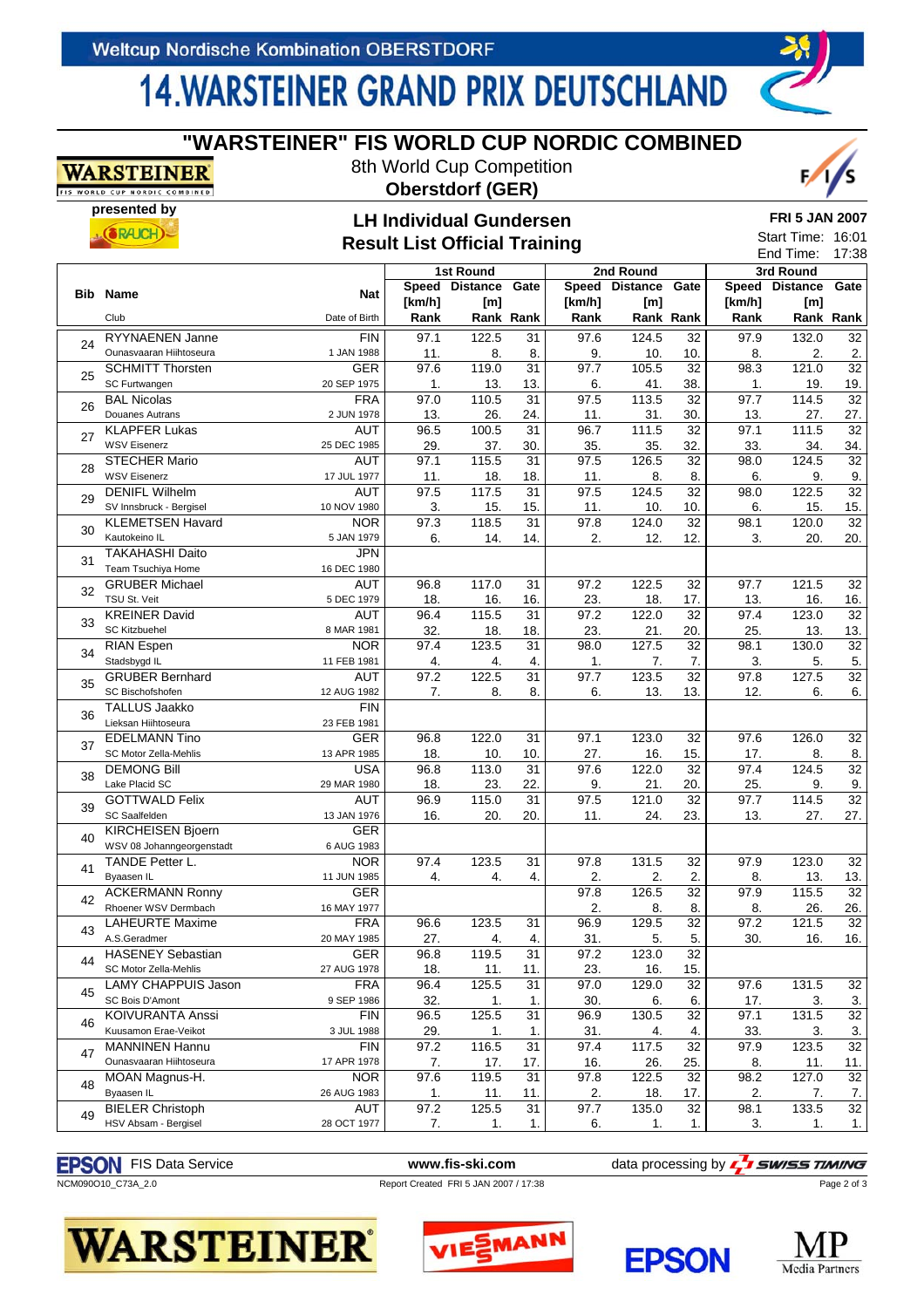# 14.WARSTEINER GRAND PRIX DEUTSCHLAND

Weltcup Nordische Kombination OBERSTDORF

## "WARSTEINER" FIS WORLD CUP NORDIC COMBINED

8th World Cup Competition
**Oberstdorf (GER)**

presented by RAUCH

### LH Individual Gundersen
### Result List Official Training

**FRI 5 JAN 2007**
Start Time: 16:01
End Time: 17:38

| Bib | Name / Club | Nat / Date of Birth | 1st Round Speed [km/h] Rank | 1st Round Distance [m] Rank | 1st Round Gate Rank | 2nd Round Speed [km/h] Rank | 2nd Round Distance [m] Rank | 2nd Round Gate Rank | 3rd Round Speed [km/h] Rank | 3rd Round Distance [m] Rank | 3rd Round Gate Rank |
|---|---|---|---|---|---|---|---|---|---|---|---|
| 24 | RYYNAENEN Janne | FIN | 97.1 | 122.5 | 31 | 97.6 | 124.5 | 32 | 97.9 | 132.0 | 32 |
| | Ounasvaaran Hiihtoseura | 1 JAN 1988 | 11. | 8. | 8. | 9. | 10. | 10. | 8. | 2. | 2. |
| 25 | SCHMITT Thorsten | GER | 97.6 | 119.0 | 31 | 97.7 | 105.5 | 32 | 98.3 | 121.0 | 32 |
| | SC Furtwangen | 20 SEP 1975 | 1. | 13. | 13. | 6. | 41. | 38. | 1. | 19. | 19. |
| 26 | BAL Nicolas | FRA | 97.0 | 110.5 | 31 | 97.5 | 113.5 | 32 | 97.7 | 114.5 | 32 |
| | Douanes Autrans | 2 JUN 1978 | 13. | 26. | 24. | 11. | 31. | 30. | 13. | 27. | 27. |
| 27 | KLAPFER Lukas | AUT | 96.5 | 100.5 | 31 | 96.7 | 111.5 | 32 | 97.1 | 111.5 | 32 |
| | WSV Eisenerz | 25 DEC 1985 | 29. | 37. | 30. | 35. | 35. | 32. | 33. | 34. | 34. |
| 28 | STECHER Mario | AUT | 97.1 | 115.5 | 31 | 97.5 | 126.5 | 32 | 98.0 | 124.5 | 32 |
| | WSV Eisenerz | 17 JUL 1977 | 11. | 18. | 18. | 11. | 8. | 8. | 6. | 9. | 9. |
| 29 | DENIFL Wilhelm | AUT | 97.5 | 117.5 | 31 | 97.5 | 124.5 | 32 | 98.0 | 122.5 | 32 |
| | SV Innsbruck - Bergisel | 10 NOV 1980 | 3. | 15. | 15. | 11. | 10. | 10. | 6. | 15. | 15. |
| 30 | KLEMETSEN Havard | NOR | 97.3 | 118.5 | 31 | 97.8 | 124.0 | 32 | 98.1 | 120.0 | 32 |
| | Kautokeino IL | 5 JAN 1979 | 6. | 14. | 14. | 2. | 12. | 12. | 3. | 20. | 20. |
| 31 | TAKAHASHI Daito | JPN | | | | | | | | | |
| | Team Tsuchiya Home | 16 DEC 1980 | | | | | | | | | |
| 32 | GRUBER Michael | AUT | 96.8 | 117.0 | 31 | 97.2 | 122.5 | 32 | 97.7 | 121.5 | 32 |
| | TSU St. Veit | 5 DEC 1979 | 18. | 16. | 16. | 23. | 18. | 17. | 13. | 16. | 16. |
| 33 | KREINER David | AUT | 96.4 | 115.5 | 31 | 97.2 | 122.0 | 32 | 97.4 | 123.0 | 32 |
| | SC Kitzbuehel | 8 MAR 1981 | 32. | 18. | 18. | 23. | 21. | 20. | 25. | 13. | 13. |
| 34 | RIAN Espen | NOR | 97.4 | 123.5 | 31 | 98.0 | 127.5 | 32 | 98.1 | 130.0 | 32 |
| | Stadsbygd IL | 11 FEB 1981 | 4. | 4. | 4. | 1. | 7. | 7. | 3. | 5. | 5. |
| 35 | GRUBER Bernhard | AUT | 97.2 | 122.5 | 31 | 97.7 | 123.5 | 32 | 97.8 | 127.5 | 32 |
| | SC Bischofshofen | 12 AUG 1982 | 7. | 8. | 8. | 6. | 13. | 13. | 12. | 6. | 6. |
| 36 | TALLUS Jaakko | FIN | | | | | | | | | |
| | Lieksan Hiihtoseura | 23 FEB 1981 | | | | | | | | | |
| 37 | EDELMANN Tino | GER | 96.8 | 122.0 | 31 | 97.1 | 123.0 | 32 | 97.6 | 126.0 | 32 |
| | SC Motor Zella-Mehlis | 13 APR 1985 | 18. | 10. | 10. | 27. | 16. | 15. | 17. | 8. | 8. |
| 38 | DEMONG Bill | USA | 96.8 | 113.0 | 31 | 97.6 | 122.0 | 32 | 97.4 | 124.5 | 32 |
| | Lake Placid SC | 29 MAR 1980 | 18. | 23. | 22. | 9. | 21. | 20. | 25. | 9. | 9. |
| 39 | GOTTWALD Felix | AUT | 96.9 | 115.0 | 31 | 97.5 | 121.0 | 32 | 97.7 | 114.5 | 32 |
| | SC Saalfelden | 13 JAN 1976 | 16. | 20. | 20. | 11. | 24. | 23. | 13. | 27. | 27. |
| 40 | KIRCHEISEN Bjoern | GER | | | | | | | | | |
| | WSV 08 Johanngeorgenstadt | 6 AUG 1983 | | | | | | | | | |
| 41 | TANDE Petter L. | NOR | 97.4 | 123.5 | 31 | 97.8 | 131.5 | 32 | 97.9 | 123.0 | 32 |
| | Byaasen IL | 11 JUN 1985 | 4. | 4. | 4. | 2. | 2. | 2. | 8. | 13. | 13. |
| 42 | ACKERMANN Ronny | GER | | | | 97.8 | 126.5 | 32 | 97.9 | 115.5 | 32 |
| | Rhoener WSV Dermbach | 16 MAY 1977 | | | | 2. | 8. | 8. | 8. | 26. | 26. |
| 43 | LAHEURTE Maxime | FRA | 96.6 | 123.5 | 31 | 96.9 | 129.5 | 32 | 97.2 | 121.5 | 32 |
| | A.S.Geradmer | 20 MAY 1985 | 27. | 4. | 4. | 31. | 5. | 5. | 30. | 16. | 16. |
| 44 | HASENEY Sebastian | GER | 96.8 | 119.5 | 31 | 97.2 | 123.0 | 32 | | | |
| | SC Motor Zella-Mehlis | 27 AUG 1978 | 18. | 11. | 11. | 23. | 16. | 15. | | | |
| 45 | LAMY CHAPPUIS Jason | FRA | 96.4 | 125.5 | 31 | 97.0 | 129.0 | 32 | 97.6 | 131.5 | 32 |
| | SC Bois D'Amont | 9 SEP 1986 | 32. | 1. | 1. | 30. | 6. | 6. | 17. | 3. | 3. |
| 46 | KOIVURANTA Anssi | FIN | 96.5 | 125.5 | 31 | 96.9 | 130.5 | 32 | 97.1 | 131.5 | 32 |
| | Kuusamon Erae-Veikot | 3 JUL 1988 | 29. | 1. | 1. | 31. | 4. | 4. | 33. | 3. | 3. |
| 47 | MANNINEN Hannu | FIN | 97.2 | 116.5 | 31 | 97.4 | 117.5 | 32 | 97.9 | 123.5 | 32 |
| | Ounasvaaran Hiihtoseura | 17 APR 1978 | 7. | 17. | 17. | 16. | 26. | 25. | 8. | 11. | 11. |
| 48 | MOAN Magnus-H. | NOR | 97.6 | 119.5 | 31 | 97.8 | 122.5 | 32 | 98.2 | 127.0 | 32 |
| | Byaasen IL | 26 AUG 1983 | 1. | 11. | 11. | 2. | 18. | 17. | 2. | 7. | 7. |
| 49 | BIELER Christoph | AUT | 97.2 | 125.5 | 31 | 97.7 | 135.0 | 32 | 98.1 | 133.5 | 32 |
| | HSV Absam - Bergisel | 28 OCT 1977 | 7. | 1. | 1. | 6. | 1. | 1. | 3. | 1. | 1. |

EPSON FIS Data Service | www.fis-ski.com | data processing by SWISS TIMING

NCM090O10_C73A_2.0 | Report Created FRI 5 JAN 2007 / 17:38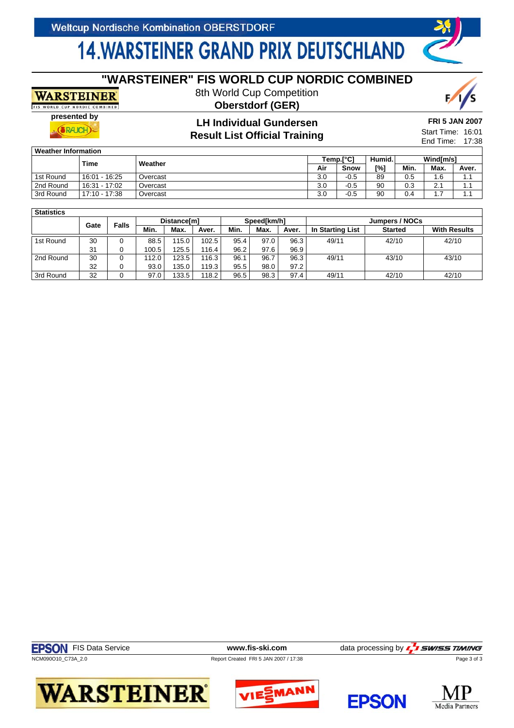Weltcup Nordische Kombination OBERSTDORF

# 14.WARSTEINER GRAND PRIX DEUTSCHLAND

## "WARSTEINER" FIS WORLD CUP NORDIC COMBINED

8th World Cup Competition

**Oberstdorf (GER)**

presented by

### LH Individual Gundersen
### Result List Official Training

**FRI 5 JAN 2007**

Start Time: 16:01

End Time: 17:38

**Weather Information**

| | Time | Weather | Temp.[°C] | | Humid. | Wind[m/s] | | |
|---|---|---|---|---|---|---|---|---|
| | | | Air | Snow | [%] | Min. | Max. | Aver. |
| 1st Round | 16:01 - 16:25 | Overcast | 3.0 | -0.5 | 89 | 0.5 | 1.6 | 1.1 |
| 2nd Round | 16:31 - 17:02 | Overcast | 3.0 | -0.5 | 90 | 0.3 | 2.1 | 1.1 |
| 3rd Round | 17:10 - 17:38 | Overcast | 3.0 | -0.5 | 90 | 0.4 | 1.7 | 1.1 |

**Statistics**

| | Gate | Falls | Distance[m] | | | Speed[km/h] | | | Jumpers / NOCs | | |
|---|---|---|---|---|---|---|---|---|---|---|---|
| | | | Min. | Max. | Aver. | Min. | Max. | Aver. | In Starting List | Started | With Results |
| 1st Round | 30 | 0 | 88.5 | 115.0 | 102.5 | 95.4 | 97.0 | 96.3 | 49/11 | 42/10 | 42/10 |
| | 31 | 0 | 100.5 | 125.5 | 116.4 | 96.2 | 97.6 | 96.9 | | | |
| 2nd Round | 30 | 0 | 112.0 | 123.5 | 116.3 | 96.1 | 96.7 | 96.3 | 49/11 | 43/10 | 43/10 |
| | 32 | 0 | 93.0 | 135.0 | 119.3 | 95.5 | 98.0 | 97.2 | | | |
| 3rd Round | 32 | 0 | 97.0 | 133.5 | 118.2 | 96.5 | 98.3 | 97.4 | 49/11 | 42/10 | 42/10 |

EPSON FIS Data Service www.fis-ski.com data processing by SWISS TIMING

NCM090O10_C73A_2.0 Report Created FRI 5 JAN 2007 / 17:38